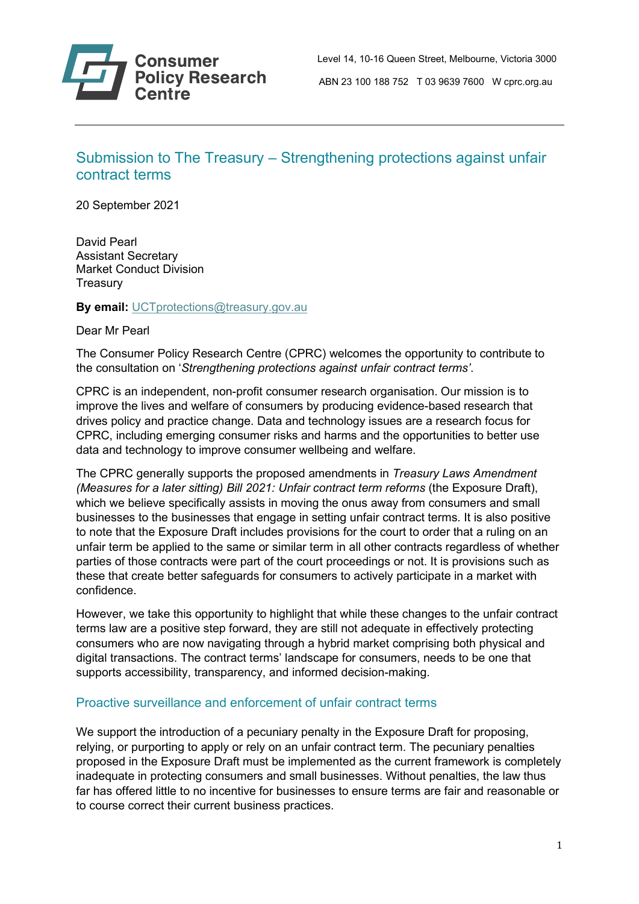Consumer Policy Research Centre

Level 14, 10-16 Queen Street, Melbourne, Victoria 3000

ABN 23 100 188 752 T 03 9639 7600 W cprc.org.au

## Submission to The Treasury – Strengthening protections against unfair contract terms

20 September 2021

David Pearl
Assistant Secretary
Market Conduct Division
Treasury

**By email:** UCTprotections@treasury.gov.au

Dear Mr Pearl

The Consumer Policy Research Centre (CPRC) welcomes the opportunity to contribute to the consultation on '*Strengthening protections against unfair contract terms'*.

CPRC is an independent, non-profit consumer research organisation. Our mission is to improve the lives and welfare of consumers by producing evidence-based research that drives policy and practice change. Data and technology issues are a research focus for CPRC, including emerging consumer risks and harms and the opportunities to better use data and technology to improve consumer wellbeing and welfare.

The CPRC generally supports the proposed amendments in *Treasury Laws Amendment (Measures for a later sitting) Bill 2021: Unfair contract term reforms* (the Exposure Draft), which we believe specifically assists in moving the onus away from consumers and small businesses to the businesses that engage in setting unfair contract terms. It is also positive to note that the Exposure Draft includes provisions for the court to order that a ruling on an unfair term be applied to the same or similar term in all other contracts regardless of whether parties of those contracts were part of the court proceedings or not. It is provisions such as these that create better safeguards for consumers to actively participate in a market with confidence.

However, we take this opportunity to highlight that while these changes to the unfair contract terms law are a positive step forward, they are still not adequate in effectively protecting consumers who are now navigating through a hybrid market comprising both physical and digital transactions. The contract terms' landscape for consumers, needs to be one that supports accessibility, transparency, and informed decision-making.

### Proactive surveillance and enforcement of unfair contract terms

We support the introduction of a pecuniary penalty in the Exposure Draft for proposing, relying, or purporting to apply or rely on an unfair contract term. The pecuniary penalties proposed in the Exposure Draft must be implemented as the current framework is completely inadequate in protecting consumers and small businesses. Without penalties, the law thus far has offered little to no incentive for businesses to ensure terms are fair and reasonable or to course correct their current business practices.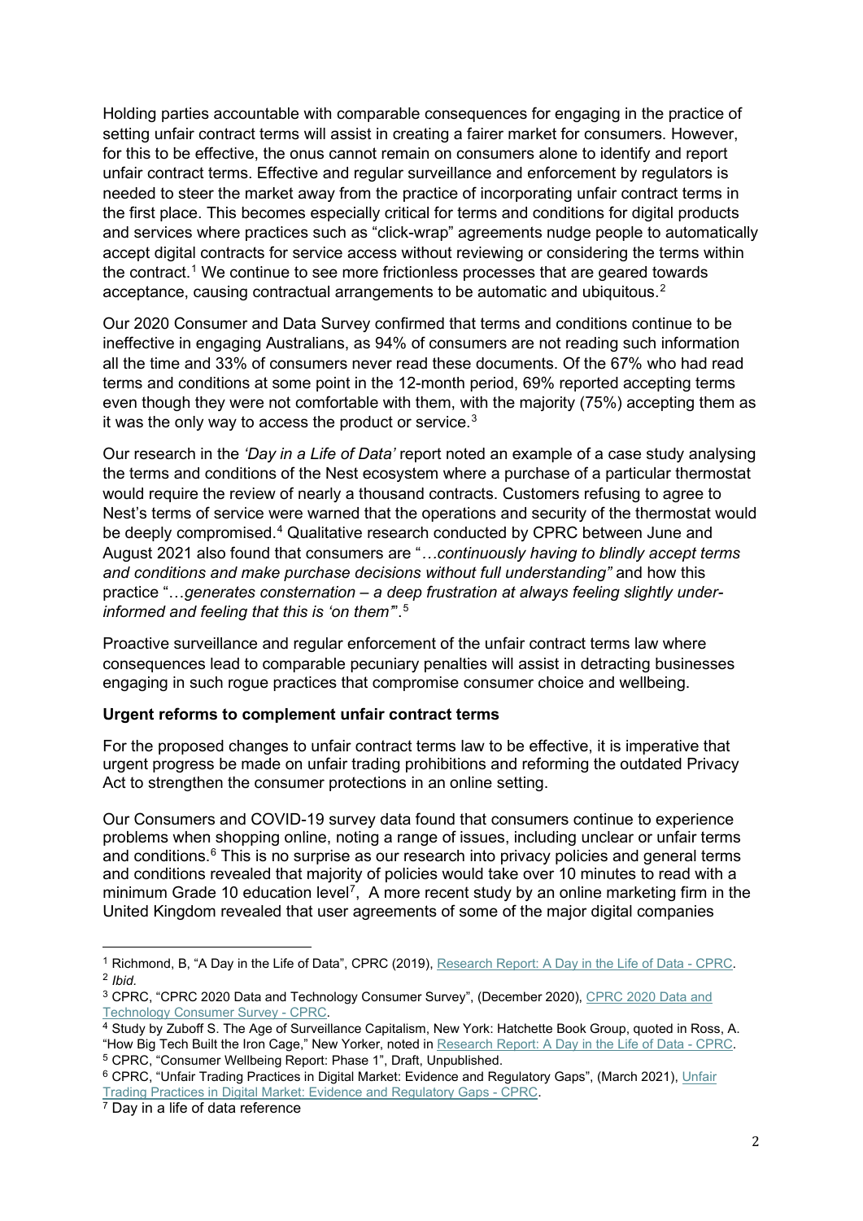Holding parties accountable with comparable consequences for engaging in the practice of setting unfair contract terms will assist in creating a fairer market for consumers. However, for this to be effective, the onus cannot remain on consumers alone to identify and report unfair contract terms. Effective and regular surveillance and enforcement by regulators is needed to steer the market away from the practice of incorporating unfair contract terms in the first place. This becomes especially critical for terms and conditions for digital products and services where practices such as "click-wrap" agreements nudge people to automatically accept digital contracts for service access without reviewing or considering the terms within the contract.[1] We continue to see more frictionless processes that are geared towards acceptance, causing contractual arrangements to be automatic and ubiquitous.[2]

Our 2020 Consumer and Data Survey confirmed that terms and conditions continue to be ineffective in engaging Australians, as 94% of consumers are not reading such information all the time and 33% of consumers never read these documents. Of the 67% who had read terms and conditions at some point in the 12-month period, 69% reported accepting terms even though they were not comfortable with them, with the majority (75%) accepting them as it was the only way to access the product or service.[3]

Our research in the *'Day in a Life of Data'* report noted an example of a case study analysing the terms and conditions of the Nest ecosystem where a purchase of a particular thermostat would require the review of nearly a thousand contracts. Customers refusing to agree to Nest's terms of service were warned that the operations and security of the thermostat would be deeply compromised.[4] Qualitative research conducted by CPRC between June and August 2021 also found that consumers are "*…continuously having to blindly accept terms and conditions and make purchase decisions without full understanding"* and how this practice "*…generates consternation – a deep frustration at always feeling slightly under-informed and feeling that this is 'on them'*".[5]

Proactive surveillance and regular enforcement of the unfair contract terms law where consequences lead to comparable pecuniary penalties will assist in detracting businesses engaging in such rogue practices that compromise consumer choice and wellbeing.

**Urgent reforms to complement unfair contract terms**

For the proposed changes to unfair contract terms law to be effective, it is imperative that urgent progress be made on unfair trading prohibitions and reforming the outdated Privacy Act to strengthen the consumer protections in an online setting.

Our Consumers and COVID-19 survey data found that consumers continue to experience problems when shopping online, noting a range of issues, including unclear or unfair terms and conditions.[6] This is no surprise as our research into privacy policies and general terms and conditions revealed that majority of policies would take over 10 minutes to read with a minimum Grade 10 education level[7], A more recent study by an online marketing firm in the United Kingdom revealed that user agreements of some of the major digital companies

---

[1] Richmond, B, "A Day in the Life of Data", CPRC (2019), Research Report: A Day in the Life of Data - CPRC.
[2] *Ibid.*
[3] CPRC, "CPRC 2020 Data and Technology Consumer Survey", (December 2020), CPRC 2020 Data and Technology Consumer Survey - CPRC.
[4] Study by Zuboff S. The Age of Surveillance Capitalism, New York: Hatchette Book Group, quoted in Ross, A. "How Big Tech Built the Iron Cage," New Yorker, noted in Research Report: A Day in the Life of Data - CPRC.
[5] CPRC, "Consumer Wellbeing Report: Phase 1", Draft, Unpublished.
[6] CPRC, "Unfair Trading Practices in Digital Market: Evidence and Regulatory Gaps", (March 2021), Unfair Trading Practices in Digital Market: Evidence and Regulatory Gaps - CPRC.
[7] Day in a life of data reference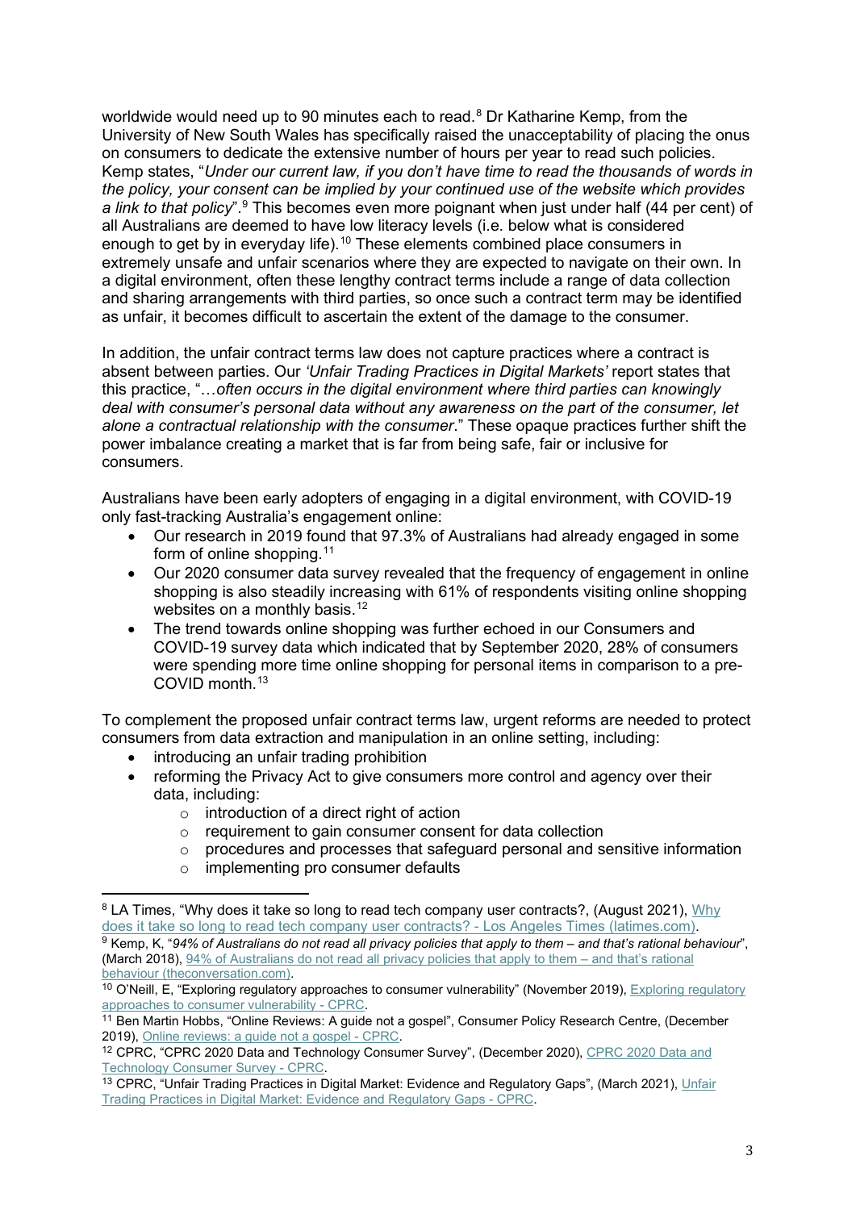worldwide would need up to 90 minutes each to read.[8] Dr Katharine Kemp, from the University of New South Wales has specifically raised the unacceptability of placing the onus on consumers to dedicate the extensive number of hours per year to read such policies. Kemp states, "*Under our current law, if you don't have time to read the thousands of words in the policy, your consent can be implied by your continued use of the website which provides a link to that policy*".[9] This becomes even more poignant when just under half (44 per cent) of all Australians are deemed to have low literacy levels (i.e. below what is considered enough to get by in everyday life).[10] These elements combined place consumers in extremely unsafe and unfair scenarios where they are expected to navigate on their own. In a digital environment, often these lengthy contract terms include a range of data collection and sharing arrangements with third parties, so once such a contract term may be identified as unfair, it becomes difficult to ascertain the extent of the damage to the consumer.

In addition, the unfair contract terms law does not capture practices where a contract is absent between parties. Our *'Unfair Trading Practices in Digital Markets'* report states that this practice, "…*often occurs in the digital environment where third parties can knowingly deal with consumer's personal data without any awareness on the part of the consumer, let alone a contractual relationship with the consumer*." These opaque practices further shift the power imbalance creating a market that is far from being safe, fair or inclusive for consumers.

Australians have been early adopters of engaging in a digital environment, with COVID-19 only fast-tracking Australia's engagement online:

- Our research in 2019 found that 97.3% of Australians had already engaged in some form of online shopping.[11]
- Our 2020 consumer data survey revealed that the frequency of engagement in online shopping is also steadily increasing with 61% of respondents visiting online shopping websites on a monthly basis.[12]
- The trend towards online shopping was further echoed in our Consumers and COVID-19 survey data which indicated that by September 2020, 28% of consumers were spending more time online shopping for personal items in comparison to a pre-COVID month.[13]

To complement the proposed unfair contract terms law, urgent reforms are needed to protect consumers from data extraction and manipulation in an online setting, including:

- introducing an unfair trading prohibition
- reforming the Privacy Act to give consumers more control and agency over their data, including:
  - introduction of a direct right of action
  - requirement to gain consumer consent for data collection
  - procedures and processes that safeguard personal and sensitive information
  - implementing pro consumer defaults

---

[8] LA Times, "Why does it take so long to read tech company user contracts?, (August 2021), Why does it take so long to read tech company user contracts? - Los Angeles Times (latimes.com).

[9] Kemp, K, "*94% of Australians do not read all privacy policies that apply to them – and that's rational behaviour*", (March 2018), 94% of Australians do not read all privacy policies that apply to them – and that's rational behaviour (theconversation.com).

[10] O'Neill, E, "Exploring regulatory approaches to consumer vulnerability" (November 2019), Exploring regulatory approaches to consumer vulnerability - CPRC.

[11] Ben Martin Hobbs, "Online Reviews: A guide not a gospel", Consumer Policy Research Centre, (December 2019), Online reviews: a guide not a gospel - CPRC.

[12] CPRC, "CPRC 2020 Data and Technology Consumer Survey", (December 2020), CPRC 2020 Data and Technology Consumer Survey - CPRC.

[13] CPRC, "Unfair Trading Practices in Digital Market: Evidence and Regulatory Gaps", (March 2021), Unfair Trading Practices in Digital Market: Evidence and Regulatory Gaps - CPRC.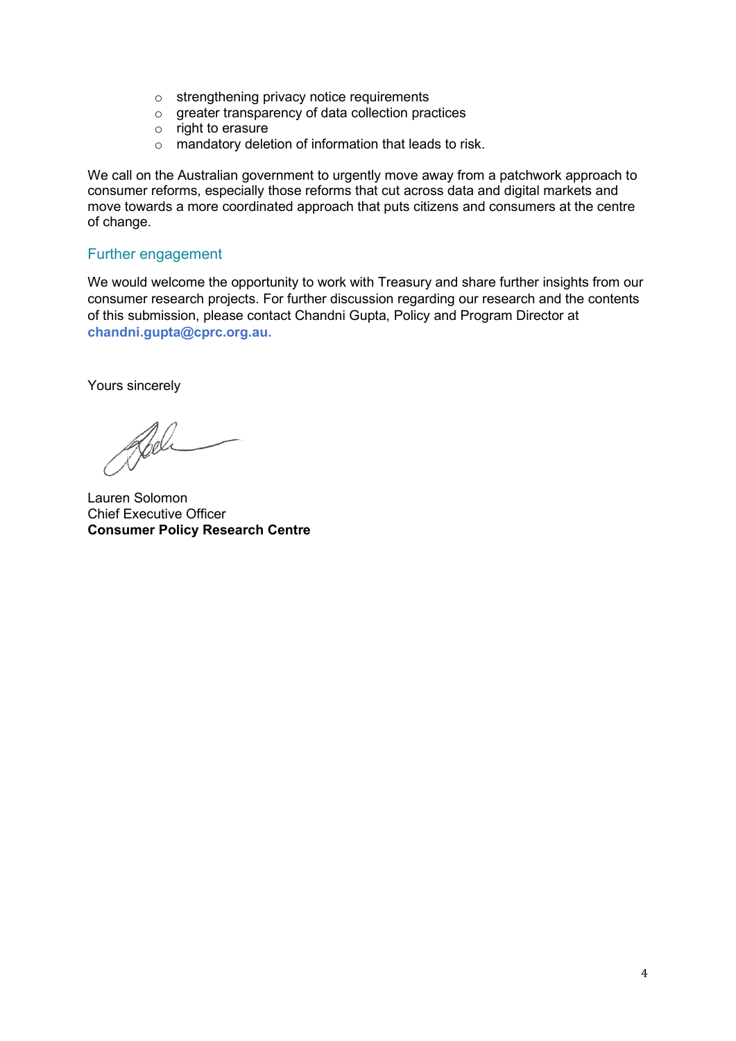- strengthening privacy notice requirements
- greater transparency of data collection practices
- right to erasure
- mandatory deletion of information that leads to risk.

We call on the Australian government to urgently move away from a patchwork approach to consumer reforms, especially those reforms that cut across data and digital markets and move towards a more coordinated approach that puts citizens and consumers at the centre of change.

## Further engagement

We would welcome the opportunity to work with Treasury and share further insights from our consumer research projects. For further discussion regarding our research and the contents of this submission, please contact Chandni Gupta, Policy and Program Director at **chandni.gupta@cprc.org.au.**

Yours sincerely

Lauren Solomon
Chief Executive Officer
**Consumer Policy Research Centre**